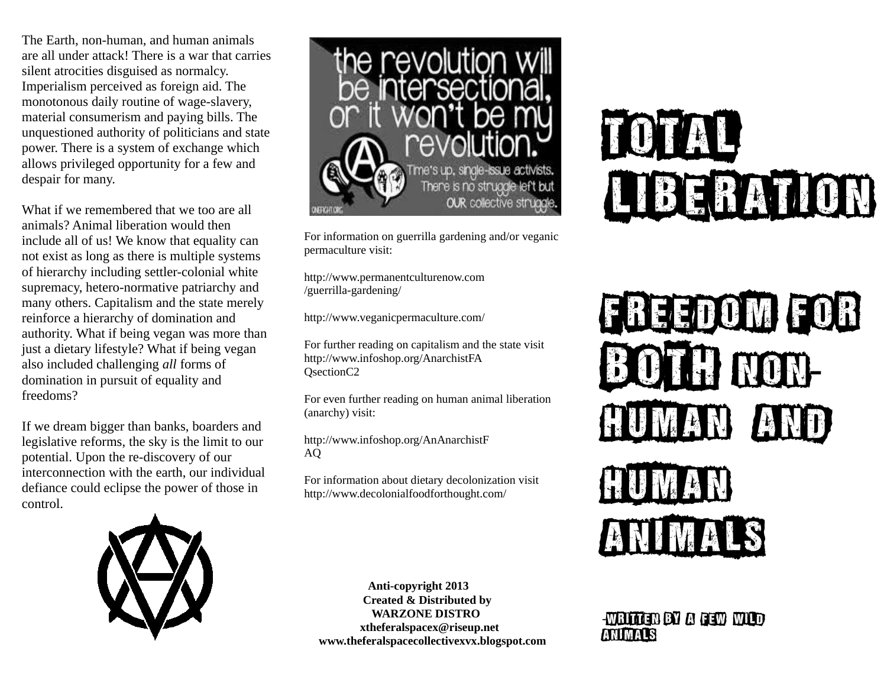# TOTAL LIBERATION

## FREEDOM FOR BOTH NON-HUMAN AND HUMAN ANIMALS

-WRITTEN BY A FEW WILD ANIMALS

The Earth, non-human, and human animals are all under attack! There is a war that carries silent atrocities disguised as normalcy. Imperialism perceived as foreign aid. The monotonous daily routine of wage-slavery, material consumerism and paying bills. The unquestioned authority of politicians and state power. There is a system of exchange which allows privileged opportunity for a few and despair for many.

What if we remembered that we too are all animals? Animal liberation would then include all of us! We know that equality can not exist as long as there is multiple systems of hierarchy including settler-colonial white supremacy, hetero-normative patriarchy and many others. Capitalism and the state merely reinforce a hierarchy of domination and authority. What if being vegan was more than just a dietary lifestyle? What if being vegan also included challenging *all* forms of domination in pursuit of equality and freedoms?

If we dream bigger than banks, boarders and legislative reforms, the sky is the limit to our potential. Upon the re-discovery of our interconnection with the earth, our individual defiance could eclipse the power of those in control.

the revolution will be intersectional, or it won't be my revolution. Time's up, single-issue activists. There is no struggle left but OUR collective struggle.

For information on guerrilla gardening and/or veganic permaculture visit:

http://www.permanentculturenow.com/guerrilla-gardening/

http://www.veganicpermaculture.com/

For further reading on capitalism and the state visit http://www.infoshop.org/AnarchistFAQsectionC2

For even further reading on human animal liberation (anarchy) visit:

http://www.infoshop.org/AnAnarchistFAQ

For information about dietary decolonization visit http://www.decolonialfoodforthought.com/

**Anti-copyright 2013**
**Created & Distributed by**
**WARZONE DISTRO**
**xtheferalspacex@riseup.net**
**www.theferalspacecollectivexvx.blogspot.com**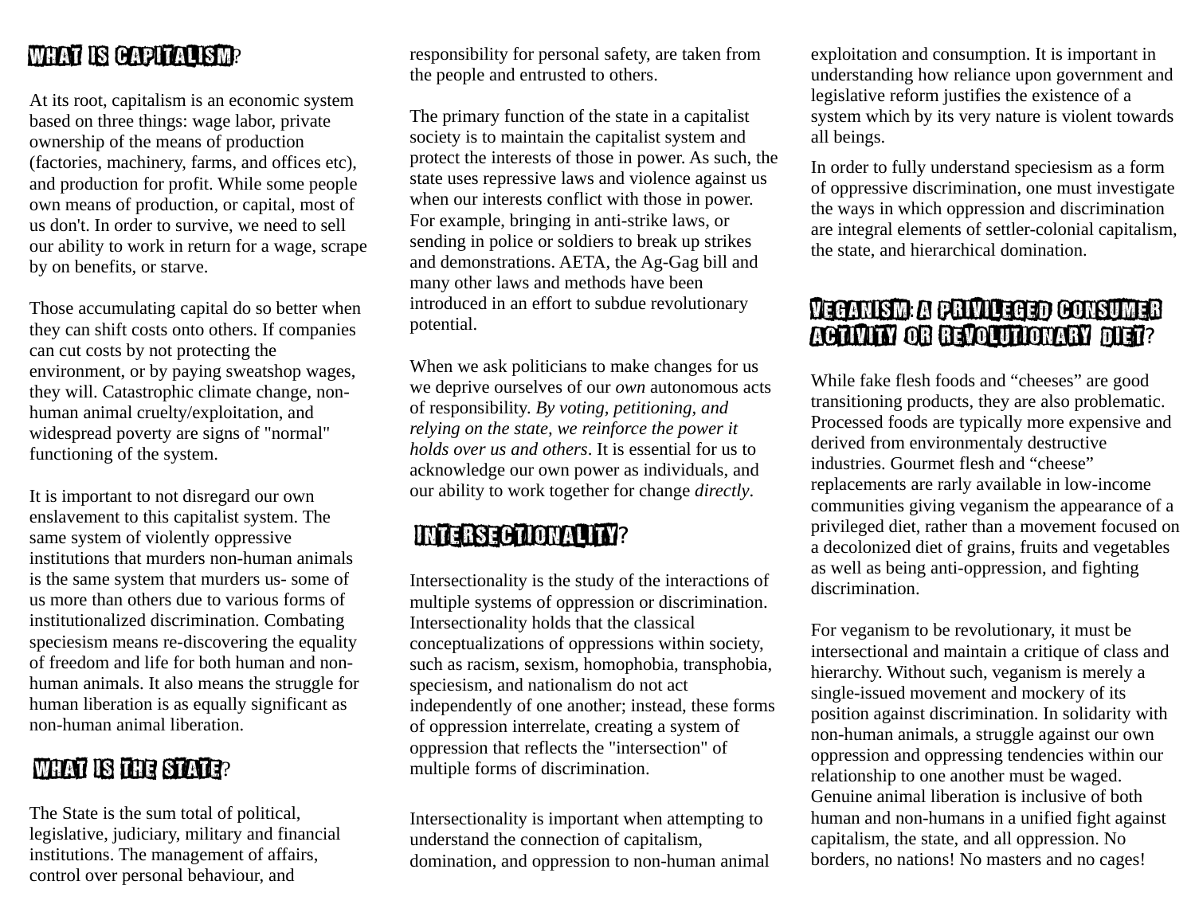## WHAT IS CAPITALISM?

At its root, capitalism is an economic system based on three things: wage labor, private ownership of the means of production (factories, machinery, farms, and offices etc), and production for profit. While some people own means of production, or capital, most of us don't. In order to survive, we need to sell our ability to work in return for a wage, scrape by on benefits, or starve.

Those accumulating capital do so better when they can shift costs onto others. If companies can cut costs by not protecting the environment, or by paying sweatshop wages, they will. Catastrophic climate change, non-human animal cruelty/exploitation, and widespread poverty are signs of "normal" functioning of the system.

It is important to not disregard our own enslavement to this capitalist system. The same system of violently oppressive institutions that murders non-human animals is the same system that murders us- some of us more than others due to various forms of institutionalized discrimination. Combating speciesism means re-discovering the equality of freedom and life for both human and non-human animals. It also means the struggle for human liberation is as equally significant as non-human animal liberation.

## WHAT IS THE STATE?

The State is the sum total of political, legislative, judiciary, military and financial institutions. The management of affairs, control over personal behaviour, and responsibility for personal safety, are taken from the people and entrusted to others.

The primary function of the state in a capitalist society is to maintain the capitalist system and protect the interests of those in power. As such, the state uses repressive laws and violence against us when our interests conflict with those in power. For example, bringing in anti-strike laws, or sending in police or soldiers to break up strikes and demonstrations. AETA, the Ag-Gag bill and many other laws and methods have been introduced in an effort to subdue revolutionary potential.

When we ask politicians to make changes for us we deprive ourselves of our *own* autonomous acts of responsibility. *By voting, petitioning, and relying on the state, we reinforce the power it holds over us and others*. It is essential for us to acknowledge our own power as individuals, and our ability to work together for change *directly*.

## INTERSECTIONALITY?

Intersectionality is the study of the interactions of multiple systems of oppression or discrimination. Intersectionality holds that the classical conceptualizations of oppressions within society, such as racism, sexism, homophobia, transphobia, speciesism, and nationalism do not act independently of one another; instead, these forms of oppression interrelate, creating a system of oppression that reflects the "intersection" of multiple forms of discrimination.

Intersectionality is important when attempting to understand the connection of capitalism, domination, and oppression to non-human animal exploitation and consumption. It is important in understanding how reliance upon government and legislative reform justifies the existence of a system which by its very nature is violent towards all beings.

In order to fully understand speciesism as a form of oppressive discrimination, one must investigate the ways in which oppression and discrimination are integral elements of settler-colonial capitalism, the state, and hierarchical domination.

## VEGANISM: A PRIVILEGED CONSUMER ACTIVITY OR REVOLUTIONARY DIET?

While fake flesh foods and “cheeses” are good transitioning products, they are also problematic. Processed foods are typically more expensive and derived from environmentaly destructive industries. Gourmet flesh and “cheese” replacements are rarly available in low-income communities giving veganism the appearance of a privileged diet, rather than a movement focused on a decolonized diet of grains, fruits and vegetables as well as being anti-oppression, and fighting discrimination.

For veganism to be revolutionary, it must be intersectional and maintain a critique of class and hierarchy. Without such, veganism is merely a single-issued movement and mockery of its position against discrimination. In solidarity with non-human animals, a struggle against our own oppression and oppressing tendencies within our relationship to one another must be waged. Genuine animal liberation is inclusive of both human and non-humans in a unified fight against capitalism, the state, and all oppression. No borders, no nations! No masters and no cages!